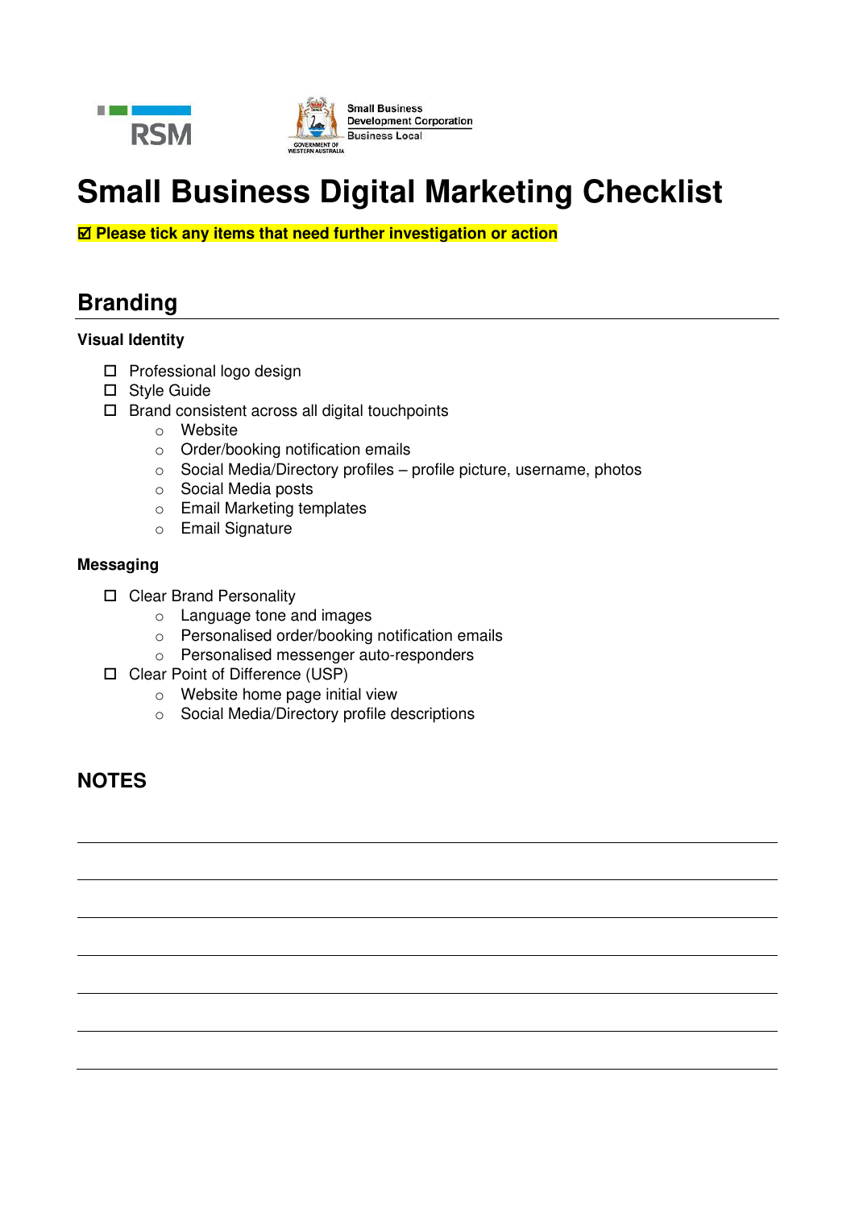# Small Business Digital Marketing Checklist

**☑ Please tick any items that need further investigation or action**

## Branding

### Visual Identity

- ☐ Professional logo design
- ☐ Style Guide
- ☐ Brand consistent across all digital touchpoints
  - Website
  - Order/booking notification emails
  - Social Media/Directory profiles – profile picture, username, photos
  - Social Media posts
  - Email Marketing templates
  - Email Signature

### Messaging

- ☐ Clear Brand Personality
  - Language tone and images
  - Personalised order/booking notification emails
  - Personalised messenger auto-responders
- ☐ Clear Point of Difference (USP)
  - Website home page initial view
  - Social Media/Directory profile descriptions

## NOTES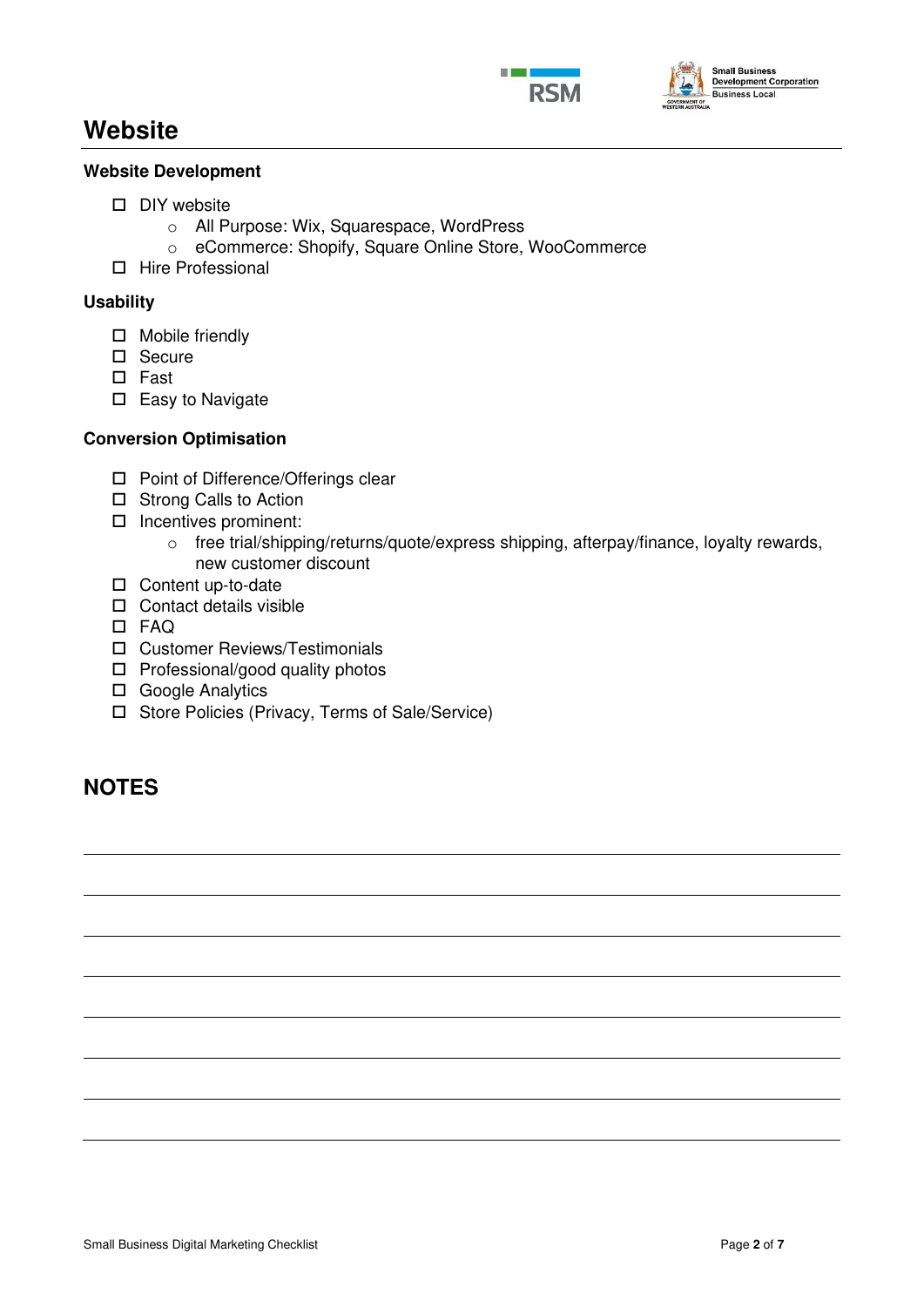# Website

### Website Development

- ☐ DIY website
  - All Purpose: Wix, Squarespace, WordPress
  - eCommerce: Shopify, Square Online Store, WooCommerce
- ☐ Hire Professional

### Usability

- ☐ Mobile friendly
- ☐ Secure
- ☐ Fast
- ☐ Easy to Navigate

### Conversion Optimisation

- ☐ Point of Difference/Offerings clear
- ☐ Strong Calls to Action
- ☐ Incentives prominent:
  - free trial/shipping/returns/quote/express shipping, afterpay/finance, loyalty rewards, new customer discount
- ☐ Content up-to-date
- ☐ Contact details visible
- ☐ FAQ
- ☐ Customer Reviews/Testimonials
- ☐ Professional/good quality photos
- ☐ Google Analytics
- ☐ Store Policies (Privacy, Terms of Sale/Service)

# NOTES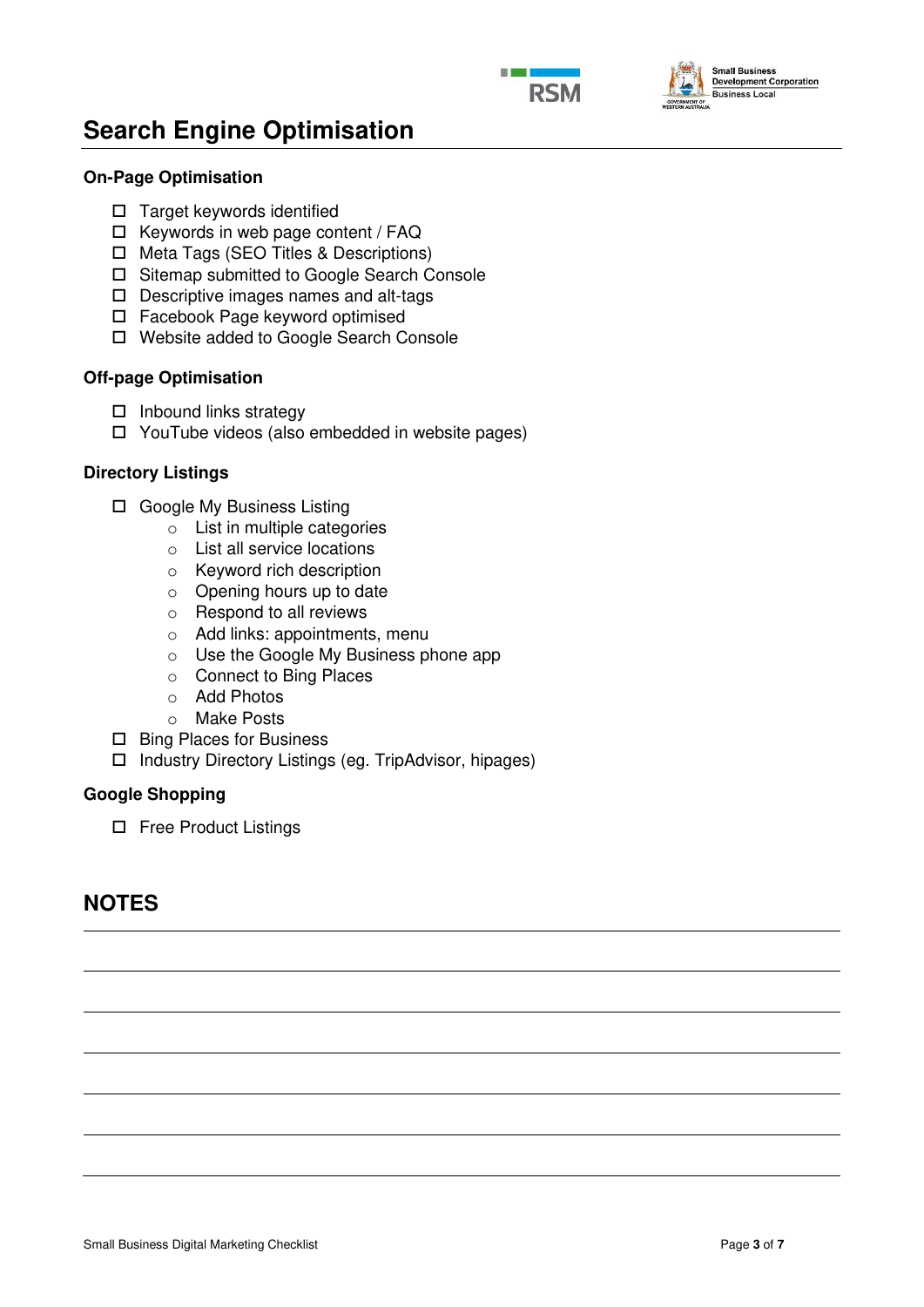# Search Engine Optimisation

## On-Page Optimisation

- ☐ Target keywords identified
- ☐ Keywords in web page content / FAQ
- ☐ Meta Tags (SEO Titles & Descriptions)
- ☐ Sitemap submitted to Google Search Console
- ☐ Descriptive images names and alt-tags
- ☐ Facebook Page keyword optimised
- ☐ Website added to Google Search Console

## Off-page Optimisation

- ☐ Inbound links strategy
- ☐ YouTube videos (also embedded in website pages)

## Directory Listings

- ☐ Google My Business Listing
  - List in multiple categories
  - List all service locations
  - Keyword rich description
  - Opening hours up to date
  - Respond to all reviews
  - Add links: appointments, menu
  - Use the Google My Business phone app
  - Connect to Bing Places
  - Add Photos
  - Make Posts
- ☐ Bing Places for Business
- ☐ Industry Directory Listings (eg. TripAdvisor, hipages)

## Google Shopping

- ☐ Free Product Listings

# NOTES

---

---

---

---

---

---

---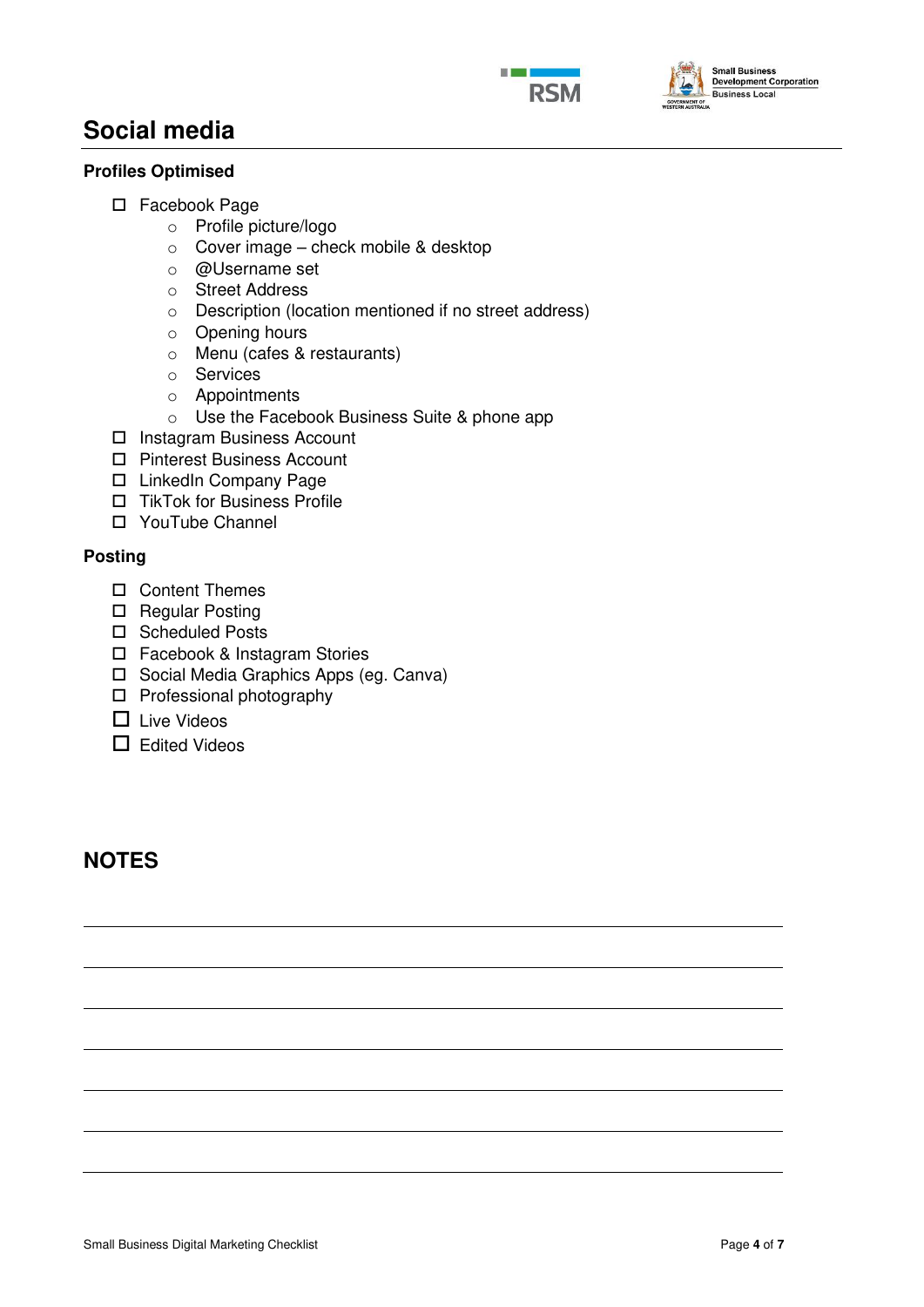# Social media

### Profiles Optimised

- ☐ Facebook Page
  - Profile picture/logo
  - Cover image – check mobile & desktop
  - @Username set
  - Street Address
  - Description (location mentioned if no street address)
  - Opening hours
  - Menu (cafes & restaurants)
  - Services
  - Appointments
  - Use the Facebook Business Suite & phone app
- ☐ Instagram Business Account
- ☐ Pinterest Business Account
- ☐ LinkedIn Company Page
- ☐ TikTok for Business Profile
- ☐ YouTube Channel

### Posting

- ☐ Content Themes
- ☐ Regular Posting
- ☐ Scheduled Posts
- ☐ Facebook & Instagram Stories
- ☐ Social Media Graphics Apps (eg. Canva)
- ☐ Professional photography
- ☐ Live Videos
- ☐ Edited Videos

## NOTES

______________________________________________________________________

______________________________________________________________________

______________________________________________________________________

______________________________________________________________________

______________________________________________________________________

______________________________________________________________________

______________________________________________________________________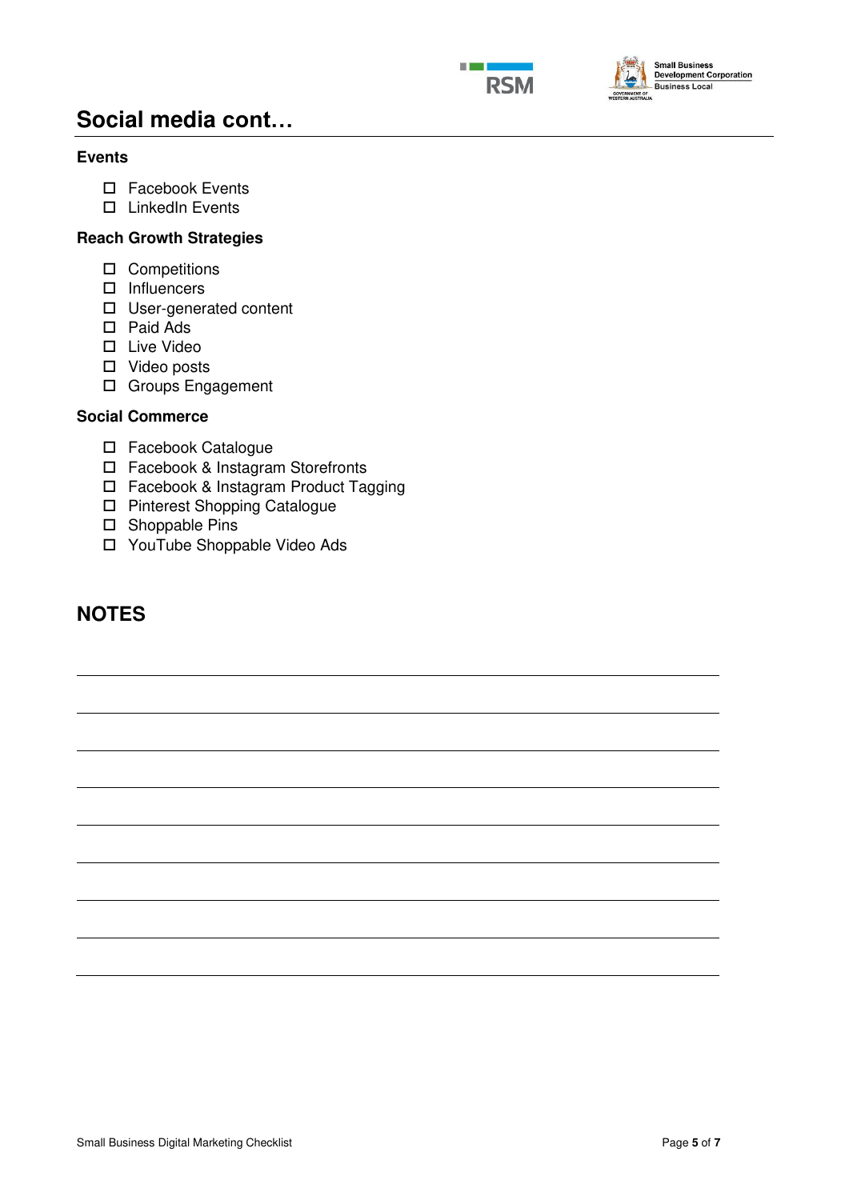# Social media cont…

## Events

- ☐ Facebook Events
- ☐ LinkedIn Events

## Reach Growth Strategies

- ☐ Competitions
- ☐ Influencers
- ☐ User-generated content
- ☐ Paid Ads
- ☐ Live Video
- ☐ Video posts
- ☐ Groups Engagement

## Social Commerce

- ☐ Facebook Catalogue
- ☐ Facebook & Instagram Storefronts
- ☐ Facebook & Instagram Product Tagging
- ☐ Pinterest Shopping Catalogue
- ☐ Shoppable Pins
- ☐ YouTube Shoppable Video Ads

# NOTES

_______________________________________________

_______________________________________________

_______________________________________________

_______________________________________________

_______________________________________________

_______________________________________________

_______________________________________________

_______________________________________________

_______________________________________________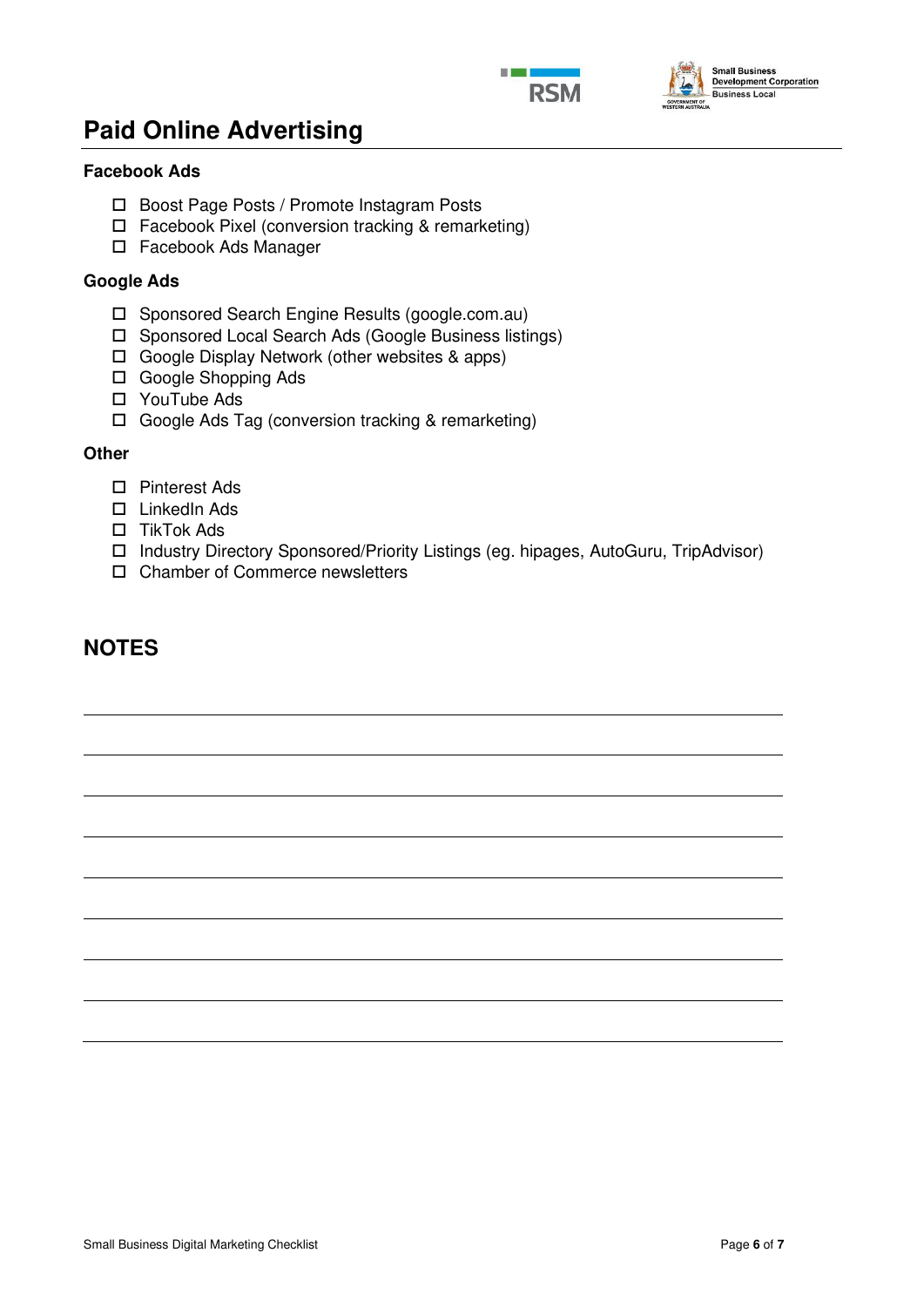# Paid Online Advertising

### Facebook Ads

- ☐ Boost Page Posts / Promote Instagram Posts
- ☐ Facebook Pixel (conversion tracking & remarketing)
- ☐ Facebook Ads Manager

### Google Ads

- ☐ Sponsored Search Engine Results (google.com.au)
- ☐ Sponsored Local Search Ads (Google Business listings)
- ☐ Google Display Network (other websites & apps)
- ☐ Google Shopping Ads
- ☐ YouTube Ads
- ☐ Google Ads Tag (conversion tracking & remarketing)

### Other

- ☐ Pinterest Ads
- ☐ LinkedIn Ads
- ☐ TikTok Ads
- ☐ Industry Directory Sponsored/Priority Listings (eg. hipages, AutoGuru, TripAdvisor)
- ☐ Chamber of Commerce newsletters

## NOTES

________________________________________________________________________

________________________________________________________________________

________________________________________________________________________

________________________________________________________________________

________________________________________________________________________

________________________________________________________________________

________________________________________________________________________

________________________________________________________________________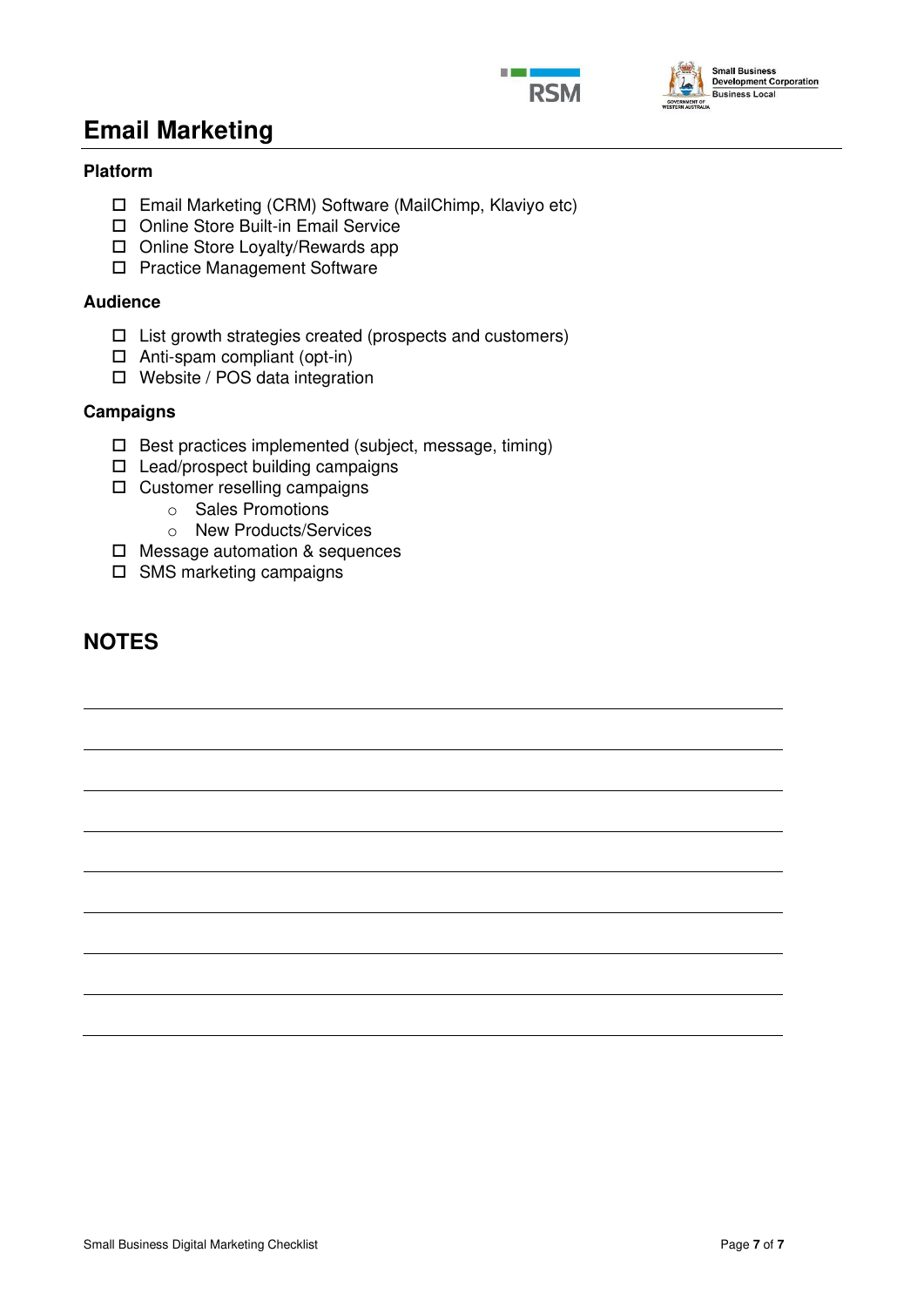# Email Marketing

### Platform

- ☐ Email Marketing (CRM) Software (MailChimp, Klaviyo etc)
- ☐ Online Store Built-in Email Service
- ☐ Online Store Loyalty/Rewards app
- ☐ Practice Management Software

### Audience

- ☐ List growth strategies created (prospects and customers)
- ☐ Anti-spam compliant (opt-in)
- ☐ Website / POS data integration

### Campaigns

- ☐ Best practices implemented (subject, message, timing)
- ☐ Lead/prospect building campaigns
- ☐ Customer reselling campaigns
    - Sales Promotions
    - New Products/Services
- ☐ Message automation & sequences
- ☐ SMS marketing campaigns

## NOTES